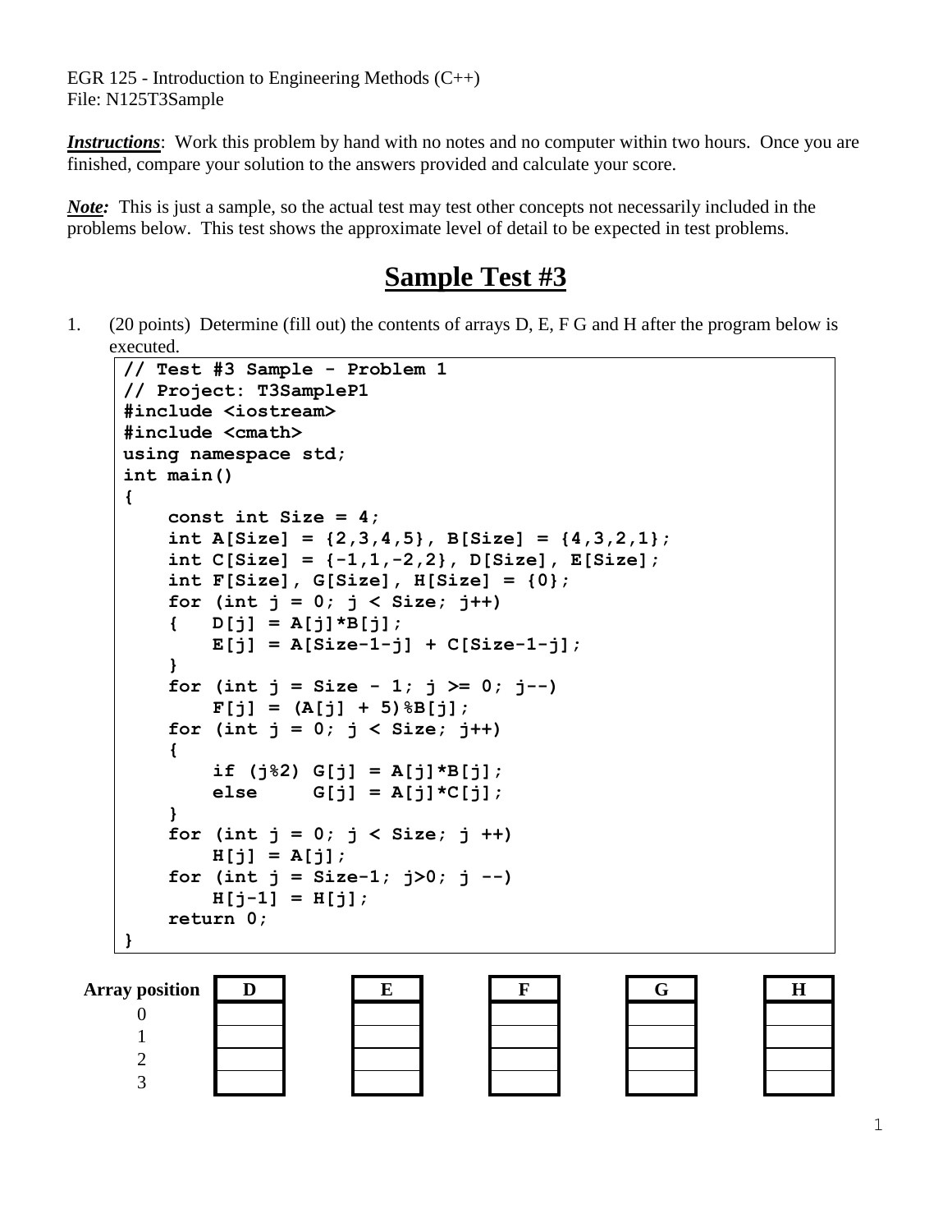EGR 125 - Introduction to Engineering Methods (C++)
File: N125T3Sample

***Instructions***: Work this problem by hand with no notes and no computer within two hours. Once you are finished, compare your solution to the answers provided and calculate your score.

***Note:*** This is just a sample, so the actual test may test other concepts not necessarily included in the problems below. This test shows the approximate level of detail to be expected in test problems.

# Sample Test #3

1. (20 points) Determine (fill out) the contents of arrays D, E, F G and H after the program below is executed.

```
// Test #3 Sample - Problem 1
// Project: T3SampleP1
#include <iostream>
#include <cmath>
using namespace std;
int main()
{
    const int Size = 4;
    int A[Size] = {2,3,4,5}, B[Size] = {4,3,2,1};
    int C[Size] = {-1,1,-2,2}, D[Size], E[Size];
    int F[Size], G[Size], H[Size] = {0};
    for (int j = 0; j < Size; j++)
    {   D[j] = A[j]*B[j];
        E[j] = A[Size-1-j] + C[Size-1-j];
    }
    for (int j = Size - 1; j >= 0; j--)
        F[j] = (A[j] + 5)%B[j];
    for (int j = 0; j < Size; j++)
    {
        if (j%2) G[j] = A[j]*B[j];
        else     G[j] = A[j]*C[j];
    }
    for (int j = 0; j < Size; j ++)
        H[j] = A[j];
    for (int j = Size-1; j>0; j --)
        H[j-1] = H[j];
    return 0;
}
```

| Array position | D | E | F | G | H |
|---|---|---|---|---|---|
| 0 | | | | | |
| 1 | | | | | |
| 2 | | | | | |
| 3 | | | | | |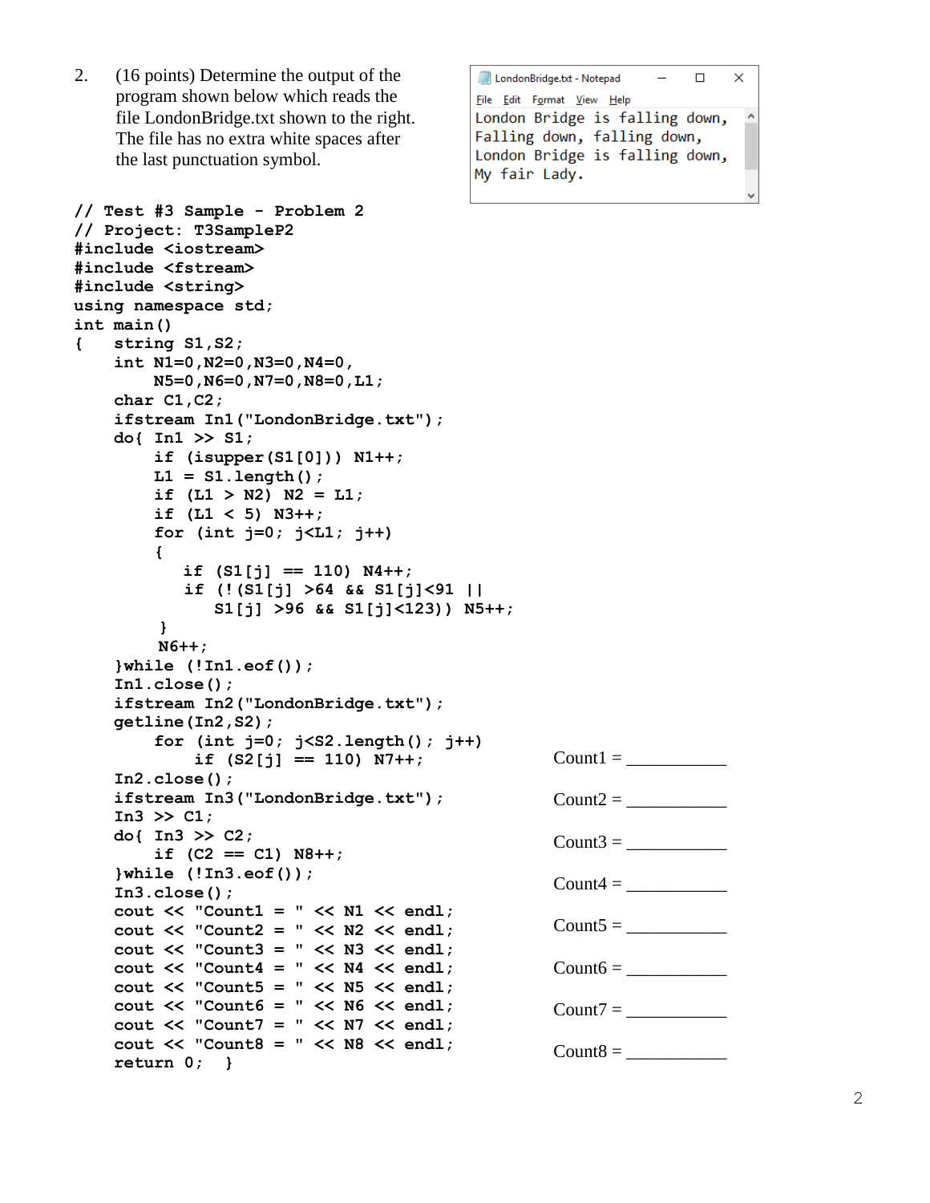2. (16 points) Determine the output of the program shown below which reads the file LondonBridge.txt shown to the right. The file has no extra white spaces after the last punctuation symbol.

LondonBridge.txt - Notepad

```
London Bridge is falling down,
Falling down, falling down,
London Bridge is falling down,
My fair Lady.
```

```
// Test #3 Sample - Problem 2
// Project: T3SampleP2
#include <iostream>
#include <fstream>
#include <string>
using namespace std;
int main()
{    string S1,S2;
     int N1=0,N2=0,N3=0,N4=0,
         N5=0,N6=0,N7=0,N8=0,L1;
     char C1,C2;
     ifstream In1("LondonBridge.txt");
     do{ In1 >> S1;
         if (isupper(S1[0])) N1++;
         L1 = S1.length();
         if (L1 > N2) N2 = L1;
         if (L1 < 5) N3++;
         for (int j=0; j<L1; j++)
         {
            if (S1[j] == 110) N4++;
            if (!(S1[j] >64 && S1[j]<91 ||
               S1[j] >96 && S1[j]<123)) N5++;
          }
          N6++;
     }while (!In1.eof());
     In1.close();
     ifstream In2("LondonBridge.txt");
     getline(In2,S2);
         for (int j=0; j<S2.length(); j++)
             if (S2[j] == 110) N7++;
     In2.close();
     ifstream In3("LondonBridge.txt");
     In3 >> C1;
     do{ In3 >> C2;
         if (C2 == C1) N8++;
     }while (!In3.eof());
     In3.close();
     cout << "Count1 = " << N1 << endl;
     cout << "Count2 = " << N2 << endl;
     cout << "Count3 = " << N3 << endl;
     cout << "Count4 = " << N4 << endl;
     cout << "Count5 = " << N5 << endl;
     cout << "Count6 = " << N6 << endl;
     cout << "Count7 = " << N7 << endl;
     cout << "Count8 = " << N8 << endl;
     return 0;  }
```

Count1 = ___________

Count2 = ___________

Count3 = ___________

Count4 = ___________

Count5 = ___________

Count6 = ___________

Count7 = ___________

Count8 = ___________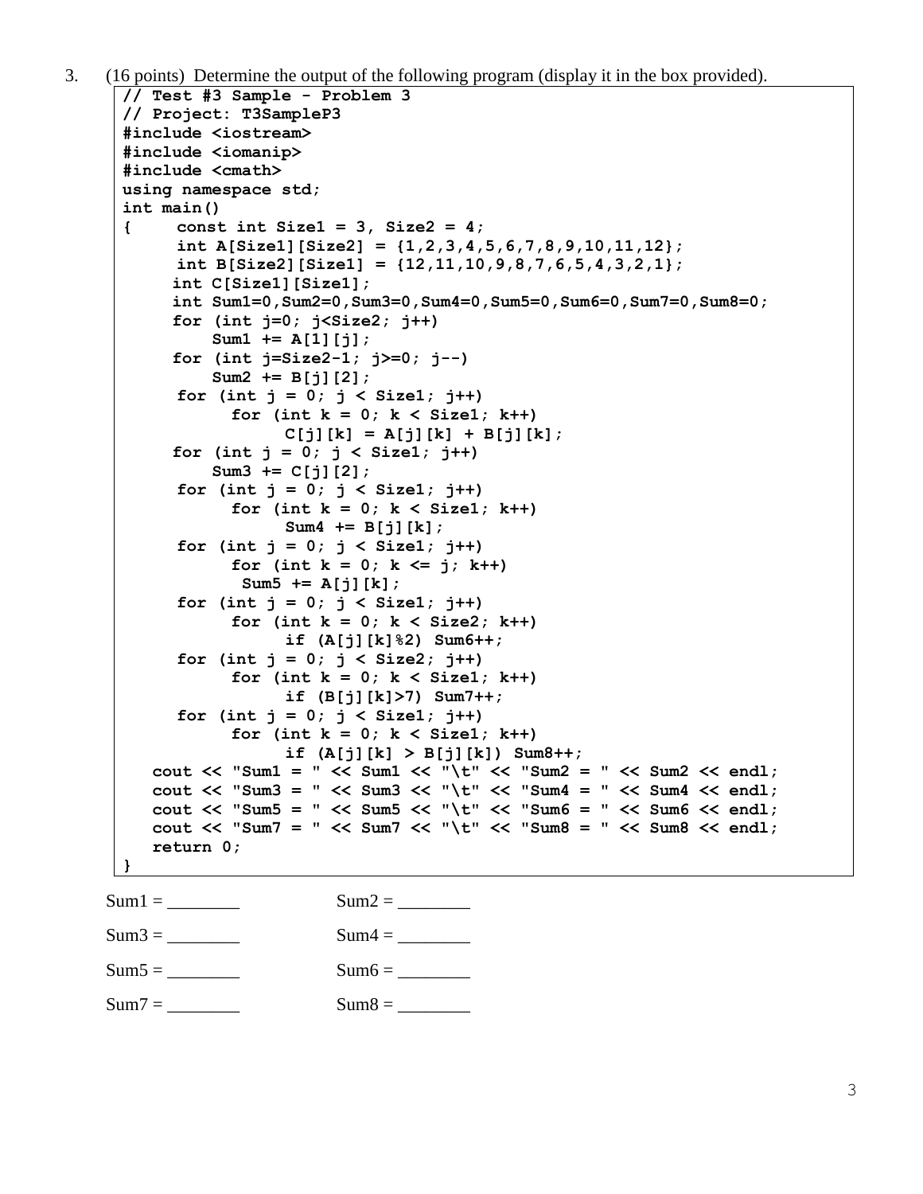3. (16 points) Determine the output of the following program (display it in the box provided).

```
// Test #3 Sample - Problem 3
// Project: T3SampleP3
#include <iostream>
#include <iomanip>
#include <cmath>
using namespace std;
int main()
{     const int Size1 = 3, Size2 = 4;
      int A[Size1][Size2] = {1,2,3,4,5,6,7,8,9,10,11,12};
      int B[Size2][Size1] = {12,11,10,9,8,7,6,5,4,3,2,1};
      int C[Size1][Size1];
      int Sum1=0,Sum2=0,Sum3=0,Sum4=0,Sum5=0,Sum6=0,Sum7=0,Sum8=0;
      for (int j=0; j<Size2; j++)
          Sum1 += A[1][j];
      for (int j=Size2-1; j>=0; j--)
          Sum2 += B[j][2];
      for (int j = 0; j < Size1; j++)
            for (int k = 0; k < Size1; k++)
                  C[j][k] = A[j][k] + B[j][k];
      for (int j = 0; j < Size1; j++)
          Sum3 += C[j][2];
      for (int j = 0; j < Size1; j++)
            for (int k = 0; k < Size1; k++)
                  Sum4 += B[j][k];
      for (int j = 0; j < Size1; j++)
            for (int k = 0; k <= j; k++)
             Sum5 += A[j][k];
      for (int j = 0; j < Size1; j++)
            for (int k = 0; k < Size2; k++)
                  if (A[j][k]%2) Sum6++;
      for (int j = 0; j < Size2; j++)
            for (int k = 0; k < Size1; k++)
                  if (B[j][k]>7) Sum7++;
      for (int j = 0; j < Size1; j++)
            for (int k = 0; k < Size1; k++)
                  if (A[j][k] > B[j][k]) Sum8++;
   cout << "Sum1 = " << Sum1 << "\t" << "Sum2 = " << Sum2 << endl;
   cout << "Sum3 = " << Sum3 << "\t" << "Sum4 = " << Sum4 << endl;
   cout << "Sum5 = " << Sum5 << "\t" << "Sum6 = " << Sum6 << endl;
   cout << "Sum7 = " << Sum7 << "\t" << "Sum8 = " << Sum8 << endl;
   return 0;
}
```

Sum1 = ________ Sum2 = ________

Sum3 = ________ Sum4 = ________

Sum5 = ________ Sum6 = ________

Sum7 = ________ Sum8 = ________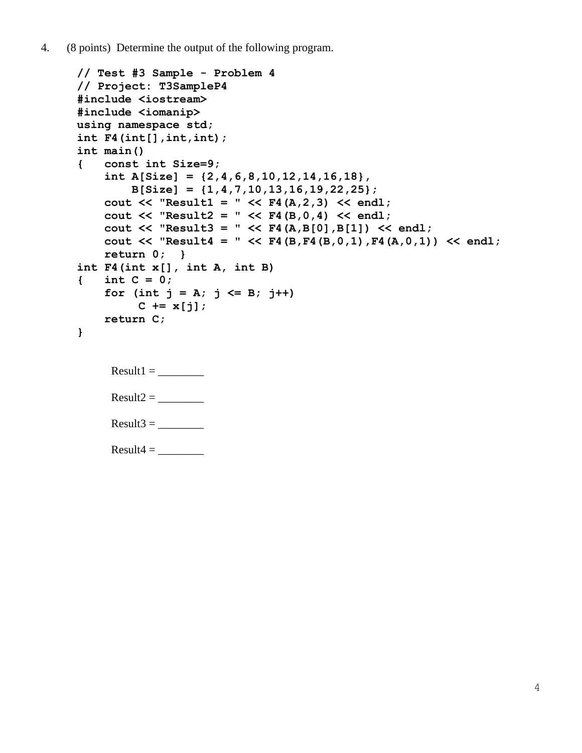4. (8 points) Determine the output of the following program.

```
// Test #3 Sample - Problem 4
// Project: T3SampleP4
#include <iostream>
#include <iomanip>
using namespace std;
int F4(int[],int,int);
int main()
{   const int Size=9;
    int A[Size] = {2,4,6,8,10,12,14,16,18},
        B[Size] = {1,4,7,10,13,16,19,22,25};
    cout << "Result1 = " << F4(A,2,3) << endl;
    cout << "Result2 = " << F4(B,0,4) << endl;
    cout << "Result3 = " << F4(A,B[0],B[1]) << endl;
    cout << "Result4 = " << F4(B,F4(B,0,1),F4(A,0,1)) << endl;
    return 0;  }
int F4(int x[], int A, int B)
{   int C = 0;
    for (int j = A; j <= B; j++)
         C += x[j];
    return C;
}
```

Result1 = ________

Result2 = ________

Result3 = ________

Result4 = ________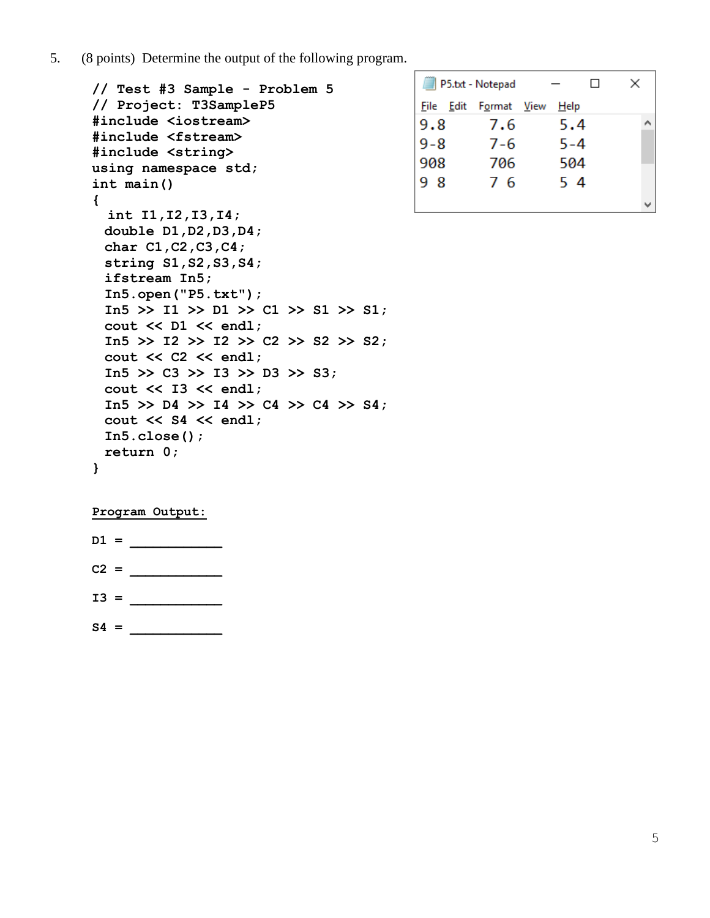5. (8 points) Determine the output of the following program.

```
// Test #3 Sample - Problem 5
// Project: T3SampleP5
#include <iostream>
#include <fstream>
#include <string>
using namespace std;
int main()
{
  int I1,I2,I3,I4;
  double D1,D2,D3,D4;
  char C1,C2,C3,C4;
  string S1,S2,S3,S4;
  ifstream In5;
  In5.open("P5.txt");
  In5 >> I1 >> D1 >> C1 >> S1 >> S1;
  cout << D1 << endl;
  In5 >> I2 >> I2 >> C2 >> S2 >> S2;
  cout << C2 << endl;
  In5 >> C3 >> I3 >> D3 >> S3;
  cout << I3 << endl;
  In5 >> D4 >> I4 >> C4 >> C4 >> S4;
  cout << S4 << endl;
  In5.close();
  return 0;
}
```

P5.txt - Notepad

```
9.8     7.6     5.4
9-8     7-6     5-4
908     706     504
9 8     7 6     5 4
```

**Program Output:**

D1 = ____________

C2 = ____________

I3 = ____________

S4 = ____________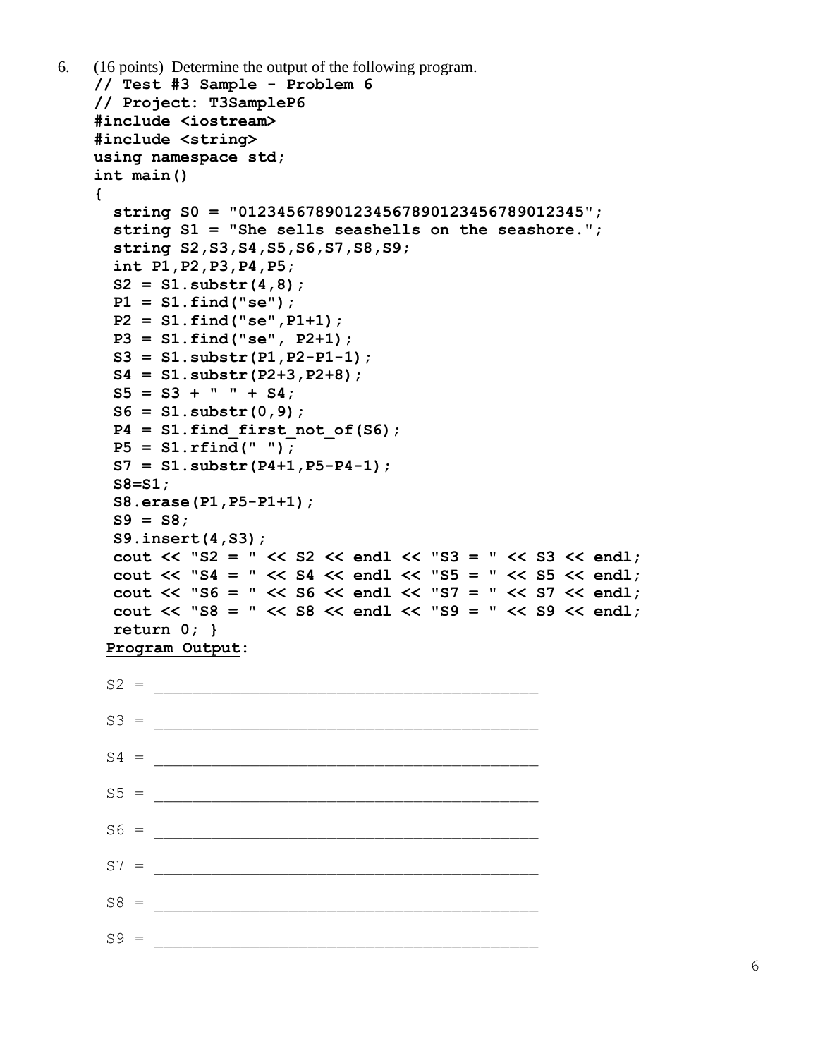6. (16 points) Determine the output of the following program.

```
// Test #3 Sample - Problem 6
// Project: T3SampleP6
#include <iostream>
#include <string>
using namespace std;
int main()
{
  string S0 = "01234567890123456789012345678901234 5";
  string S1 = "She sells seashells on the seashore.";
  string S2,S3,S4,S5,S6,S7,S8,S9;
  int P1,P2,P3,P4,P5;
  S2 = S1.substr(4,8);
  P1 = S1.find("se");
  P2 = S1.find("se",P1+1);
  P3 = S1.find("se", P2+1);
  S3 = S1.substr(P1,P2-P1-1);
  S4 = S1.substr(P2+3,P2+8);
  S5 = S3 + " " + S4;
  S6 = S1.substr(0,9);
  P4 = S1.find_first_not_of(S6);
  P5 = S1.rfind(" ");
  S7 = S1.substr(P4+1,P5-P4-1);
  S8=S1;
  S8.erase(P1,P5-P1+1);
  S9 = S8;
  S9.insert(4,S3);
  cout << "S2 = " << S2 << endl << "S3 = " << S3 << endl;
  cout << "S4 = " << S4 << endl << "S5 = " << S5 << endl;
  cout << "S6 = " << S6 << endl << "S7 = " << S7 << endl;
  cout << "S8 = " << S8 << endl << "S9 = " << S9 << endl;
  return 0; }
```

**Program Output:**

S2 = ____________________________________________

S3 = ____________________________________________

S4 = ____________________________________________

S5 = ____________________________________________

S6 = ____________________________________________

S7 = ____________________________________________

S8 = ____________________________________________

S9 = ____________________________________________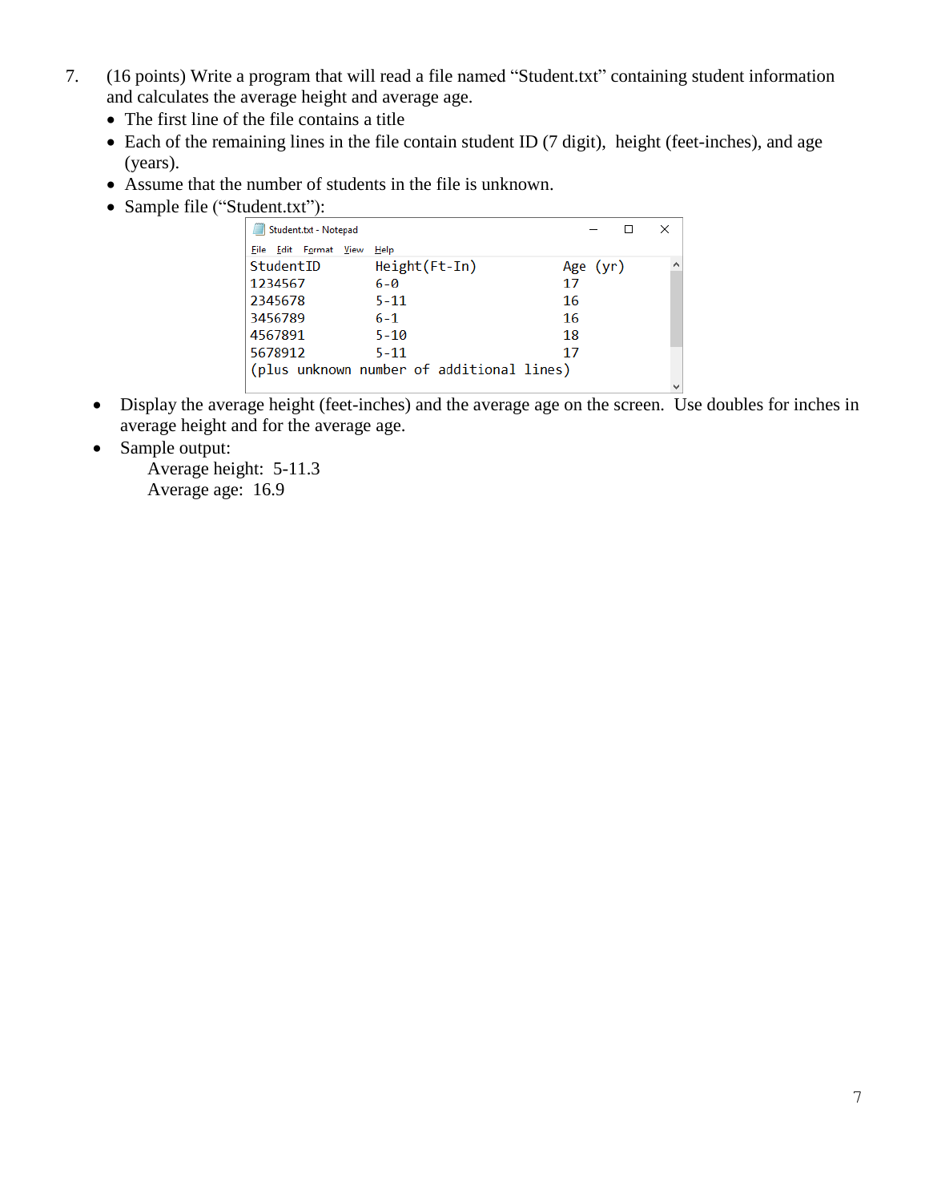7. (16 points) Write a program that will read a file named "Student.txt" containing student information and calculates the average height and average age.
   - The first line of the file contains a title
   - Each of the remaining lines in the file contain student ID (7 digit), height (feet-inches), and age (years).
   - Assume that the number of students in the file is unknown.
   - Sample file ("Student.txt"):

```
StudentID        Height(Ft-In)            Age (yr)
1234567          6-0                      17
2345678          5-11                     16
3456789          6-1                      16
4567891          5-10                     18
5678912          5-11                     17
(plus unknown number of additional lines)
```

- Display the average height (feet-inches) and the average age on the screen. Use doubles for inches in average height and for the average age.
- Sample output:

  Average height: 5-11.3
  Average age: 16.9